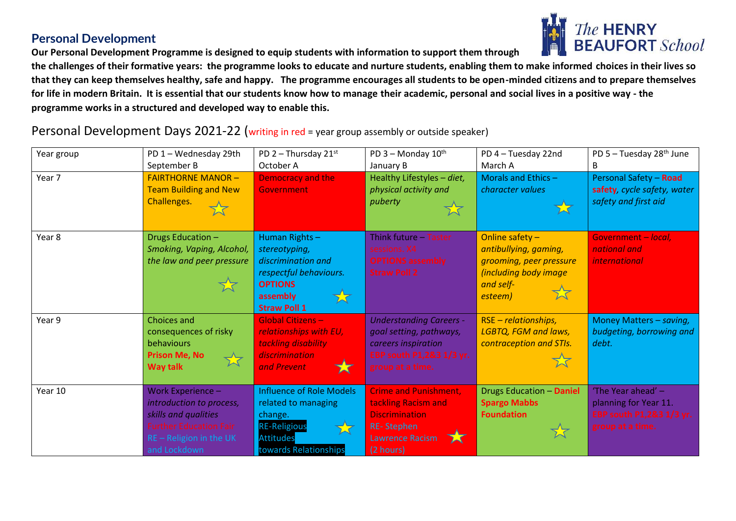## Personal Development

**Our Personal Development Programme is designed to equip students with information to support them through the challenges of their formative years: the programme looks to educate and nurture students, enabling them to make informed choices in their lives so that they can keep themselves healthy, safe and happy. The programme encourages all students to be open-minded citizens and to prepare themselves for life in modern Britain. It is essential that our students know how to manage their academic, personal and social lives in a positive way - the programme works in a structured and developed way to enable this.**

### Personal Development Days 2021-22 (writing in red = year group assembly or outside speaker)

| Year group | PD 1 – Wednesday 29th September B | PD 2 – Thursday 21st October A | PD 3 – Monday 10th January B | PD 4 – Tuesday 22nd March A | PD 5 – Tuesday 28th June B |
|---|---|---|---|---|---|
| Year 7 | FAIRTHORNE MANOR – Team Building and New Challenges. | Democracy and the Government | Healthy Lifestyles – *diet, physical activity and puberty* | Morals and Ethics – *character values* | Personal Safety – **Road safety**, *cycle safety, water safety and first aid* |
| Year 8 | Drugs Education – *Smoking, Vaping, Alcohol, the law and peer pressure* | Human Rights – *stereotyping, discrimination and respectful behaviours.* **OPTIONS assembly Straw Poll 1** | Think future – Taster sessions. X4 OPTIONS assembly Straw Poll 2 | Online safety – *antibullying, gaming, grooming, peer pressure (including body image and self-esteem)* | Government – *local, national and international* |
| Year 9 | Choices and consequences of risky behaviours **Prison Me, No Way talk** | Global Citizens – *relationships with EU, tackling disability discrimination and Prevent* | *Understanding Careers - goal setting, pathways, careers inspiration* EBP south P1,2&3 1/3 yr. group at a time. | RSE – *relationships, LGBTQ, FGM and laws, contraception and STIs.* | Money Matters – *saving, budgeting, borrowing and debt.* |
| Year 10 | Work Experience – *introduction to process, skills and qualities* Further Education Fair RE – Religion in the UK and Lockdown | Influence of Role Models related to managing change. RE-Religious Attitudes towards Relationships | Crime and Punishment, tackling Racism and Discrimination RE- Stephen Lawrence Racism (2 hours) | Drugs Education – **Daniel Spargo Mabbs Foundation** | 'The Year ahead' – planning for Year 11. EBP south P1,2&3 1/3 yr. group at a time. |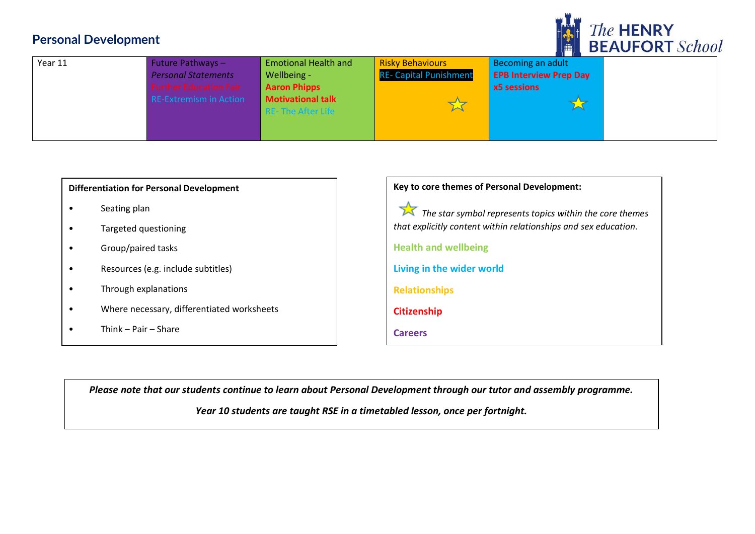## Personal Development

| | | | | | |
|---|---|---|---|---|---|
| Year 11 | Future Pathways – *Personal Statements* Further Education Fair RE-Extremism in Action | Emotional Health and Wellbeing - **Aaron Phipps Motivational talk** RE- The After Life | Risky Behaviours RE- Capital Punishment ☆ | Becoming an adult **EPB Interview Prep Day x5 sessions** ☆ | |

**Differentiation for Personal Development**

- Seating plan
- Targeted questioning
- Group/paired tasks
- Resources (e.g. include subtitles)
- Through explanations
- Where necessary, differentiated worksheets
- Think – Pair – Share

**Key to core themes of Personal Development:**

☆ *The star symbol represents topics within the core themes that explicitly content within relationships and sex education.*

**Health and wellbeing**

**Living in the wider world**

**Relationships**

**Citizenship**

**Careers**

***Please note that our students continue to learn about Personal Development through our tutor and assembly programme.***

***Year 10 students are taught RSE in a timetabled lesson, once per fortnight.***